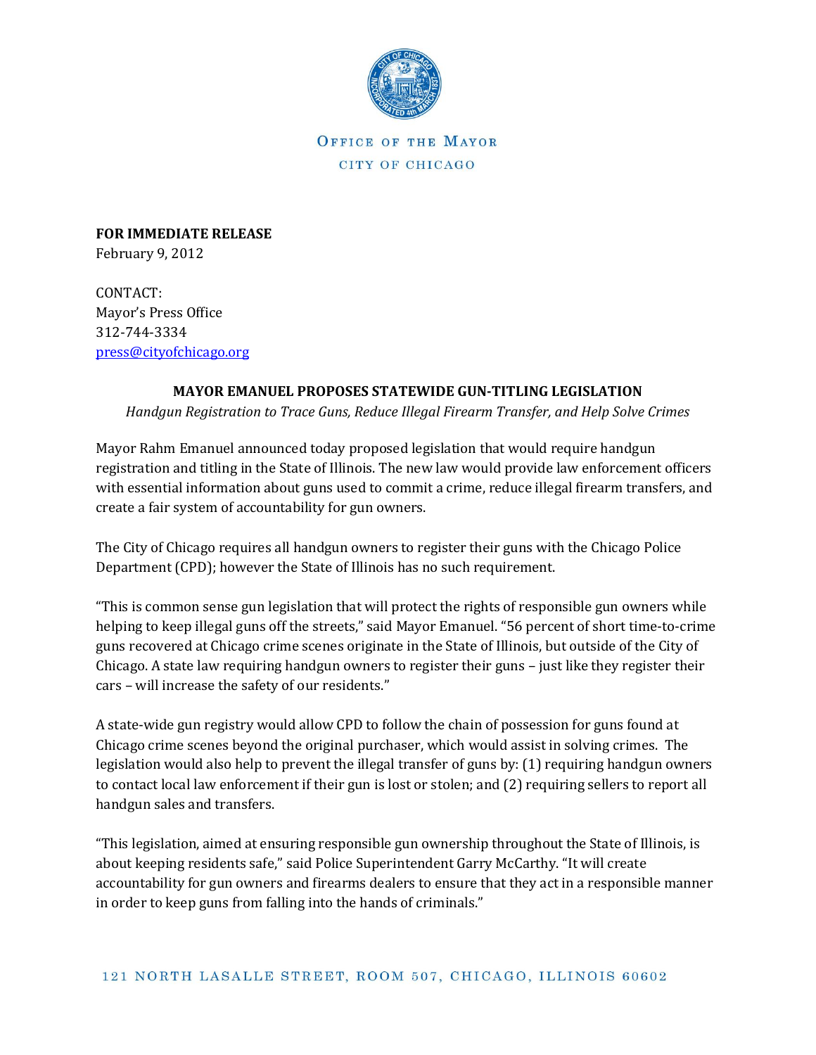OFFICE OF THE MAYOR
CITY OF CHICAGO

**FOR IMMEDIATE RELEASE**
February 9, 2012

CONTACT:
Mayor's Press Office
312-744-3334
press@cityofchicago.org

**MAYOR EMANUEL PROPOSES STATEWIDE GUN-TITLING LEGISLATION**

*Handgun Registration to Trace Guns, Reduce Illegal Firearm Transfer, and Help Solve Crimes*

Mayor Rahm Emanuel announced today proposed legislation that would require handgun registration and titling in the State of Illinois. The new law would provide law enforcement officers with essential information about guns used to commit a crime, reduce illegal firearm transfers, and create a fair system of accountability for gun owners.

The City of Chicago requires all handgun owners to register their guns with the Chicago Police Department (CPD); however the State of Illinois has no such requirement.

"This is common sense gun legislation that will protect the rights of responsible gun owners while helping to keep illegal guns off the streets," said Mayor Emanuel. "56 percent of short time-to-crime guns recovered at Chicago crime scenes originate in the State of Illinois, but outside of the City of Chicago. A state law requiring handgun owners to register their guns – just like they register their cars – will increase the safety of our residents."

A state-wide gun registry would allow CPD to follow the chain of possession for guns found at Chicago crime scenes beyond the original purchaser, which would assist in solving crimes. The legislation would also help to prevent the illegal transfer of guns by: (1) requiring handgun owners to contact local law enforcement if their gun is lost or stolen; and (2) requiring sellers to report all handgun sales and transfers.

"This legislation, aimed at ensuring responsible gun ownership throughout the State of Illinois, is about keeping residents safe," said Police Superintendent Garry McCarthy. "It will create accountability for gun owners and firearms dealers to ensure that they act in a responsible manner in order to keep guns from falling into the hands of criminals."

121 NORTH LASALLE STREET, ROOM 507, CHICAGO, ILLINOIS 60602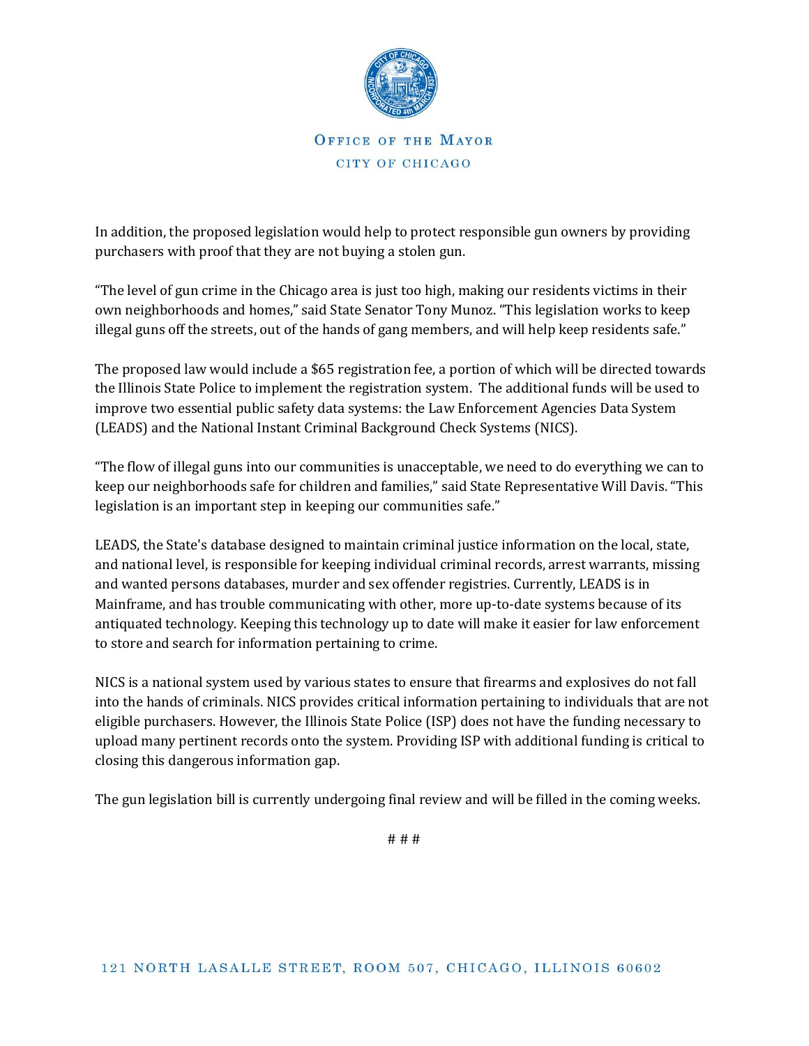OFFICE OF THE MAYOR
CITY OF CHICAGO

In addition, the proposed legislation would help to protect responsible gun owners by providing purchasers with proof that they are not buying a stolen gun.

"The level of gun crime in the Chicago area is just too high, making our residents victims in their own neighborhoods and homes," said State Senator Tony Munoz. "This legislation works to keep illegal guns off the streets, out of the hands of gang members, and will help keep residents safe."

The proposed law would include a $65 registration fee, a portion of which will be directed towards the Illinois State Police to implement the registration system. The additional funds will be used to improve two essential public safety data systems: the Law Enforcement Agencies Data System (LEADS) and the National Instant Criminal Background Check Systems (NICS).

"The flow of illegal guns into our communities is unacceptable, we need to do everything we can to keep our neighborhoods safe for children and families," said State Representative Will Davis. "This legislation is an important step in keeping our communities safe."

LEADS, the State's database designed to maintain criminal justice information on the local, state, and national level, is responsible for keeping individual criminal records, arrest warrants, missing and wanted persons databases, murder and sex offender registries. Currently, LEADS is in Mainframe, and has trouble communicating with other, more up-to-date systems because of its antiquated technology. Keeping this technology up to date will make it easier for law enforcement to store and search for information pertaining to crime.

NICS is a national system used by various states to ensure that firearms and explosives do not fall into the hands of criminals. NICS provides critical information pertaining to individuals that are not eligible purchasers. However, the Illinois State Police (ISP) does not have the funding necessary to upload many pertinent records onto the system. Providing ISP with additional funding is critical to closing this dangerous information gap.

The gun legislation bill is currently undergoing final review and will be filled in the coming weeks.

# # #

121 NORTH LASALLE STREET, ROOM 507, CHICAGO, ILLINOIS 60602